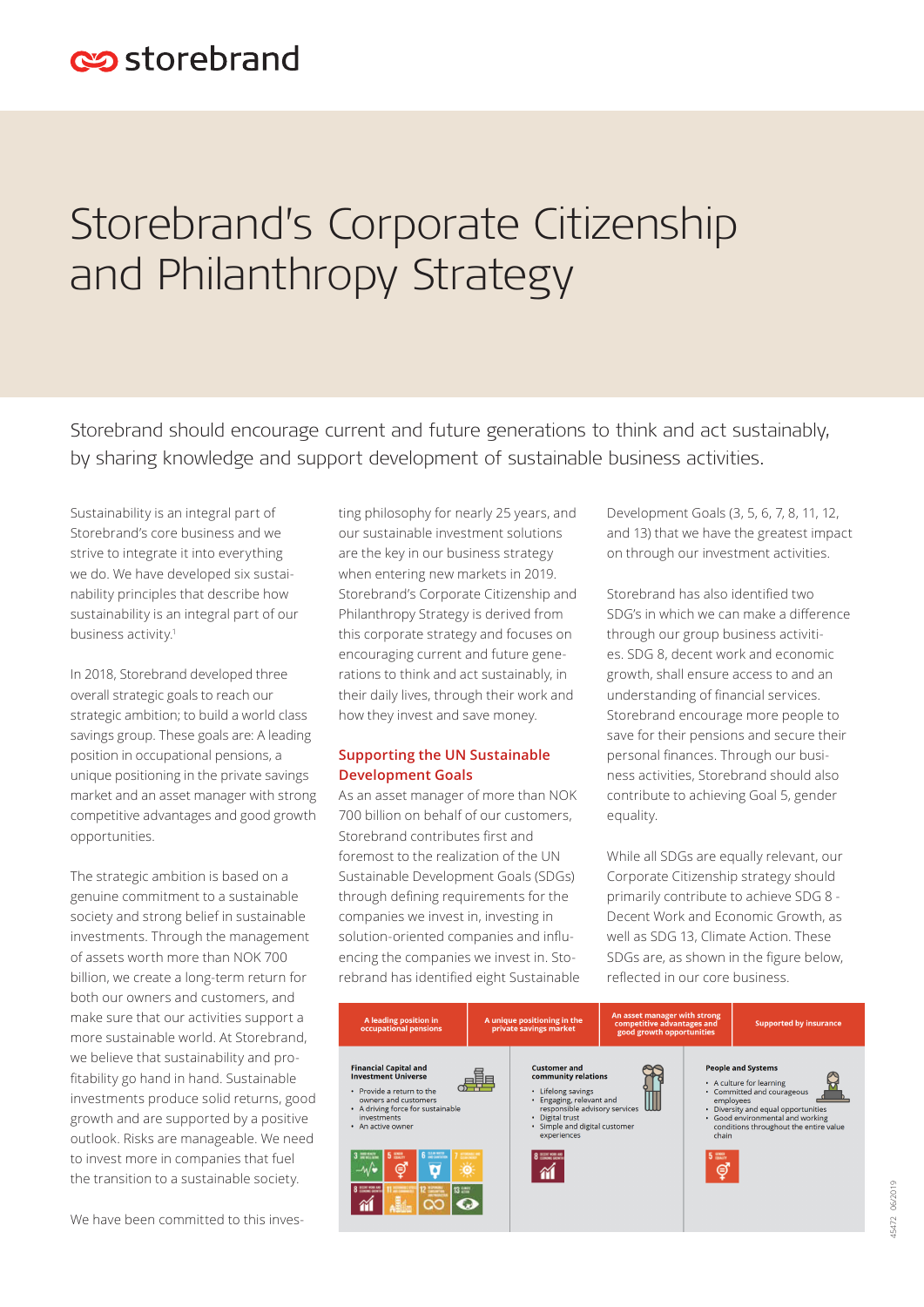storebrand

# Storebrand's Corporate Citizenship and Philanthropy Strategy

Storebrand should encourage current and future generations to think and act sustainably, by sharing knowledge and support development of sustainable business activities.

Sustainability is an integral part of Storebrand's core business and we strive to integrate it into everything we do. We have developed six sustainability principles that describe how sustainability is an integral part of our business activity.[1]

In 2018, Storebrand developed three overall strategic goals to reach our strategic ambition; to build a world class savings group. These goals are: A leading position in occupational pensions, a unique positioning in the private savings market and an asset manager with strong competitive advantages and good growth opportunities.

The strategic ambition is based on a genuine commitment to a sustainable society and strong belief in sustainable investments. Through the management of assets worth more than NOK 700 billion, we create a long-term return for both our owners and customers, and make sure that our activities support a more sustainable world. At Storebrand, we believe that sustainability and profitability go hand in hand. Sustainable investments produce solid returns, good growth and are supported by a positive outlook. Risks are manageable. We need to invest more in companies that fuel the transition to a sustainable society.

We have been committed to this investing philosophy for nearly 25 years, and our sustainable investment solutions are the key in our business strategy when entering new markets in 2019. Storebrand's Corporate Citizenship and Philanthropy Strategy is derived from this corporate strategy and focuses on encouraging current and future generations to think and act sustainably, in their daily lives, through their work and how they invest and save money.

## Supporting the UN Sustainable Development Goals

As an asset manager of more than NOK 700 billion on behalf of our customers, Storebrand contributes first and foremost to the realization of the UN Sustainable Development Goals (SDGs) through defining requirements for the companies we invest in, investing in solution-oriented companies and influencing the companies we invest in. Storebrand has identified eight Sustainable Development Goals (3, 5, 6, 7, 8, 11, 12, and 13) that we have the greatest impact on through our investment activities.

Storebrand has also identified two SDG's in which we can make a difference through our group business activities. SDG 8, decent work and economic growth, shall ensure access to and an understanding of financial services. Storebrand encourage more people to save for their pensions and secure their personal finances. Through our business activities, Storebrand should also contribute to achieving Goal 5, gender equality.

While all SDGs are equally relevant, our Corporate Citizenship strategy should primarily contribute to achieve SDG 8 - Decent Work and Economic Growth, as well as SDG 13, Climate Action. These SDGs are, as shown in the figure below, reflected in our core business.

| A leading position in occupational pensions | A unique positioning in the private savings market | An asset manager with strong competitive advantages and good growth opportunities | Supported by insurance |
|---|---|---|---|
| **Financial Capital and Investment Universe**<br>• Provide a return to the owners and customers<br>• A driving force for sustainable investments<br>• An active owner<br>SDGs: 3, 5, 6, 7, 8, 11, 12, 13 | | **Customer and community relations**<br>• Lifelong savings<br>• Engaging, relevant and responsible advisory services<br>• Digital trust<br>• Simple and digital customer experiences<br>SDG: 8 | **People and Systems**<br>• A culture for learning<br>• Committed and courageous employees<br>• Diversity and equal opportunities<br>• Good environmental and working conditions throughout the entire value chain<br>SDG: 5 |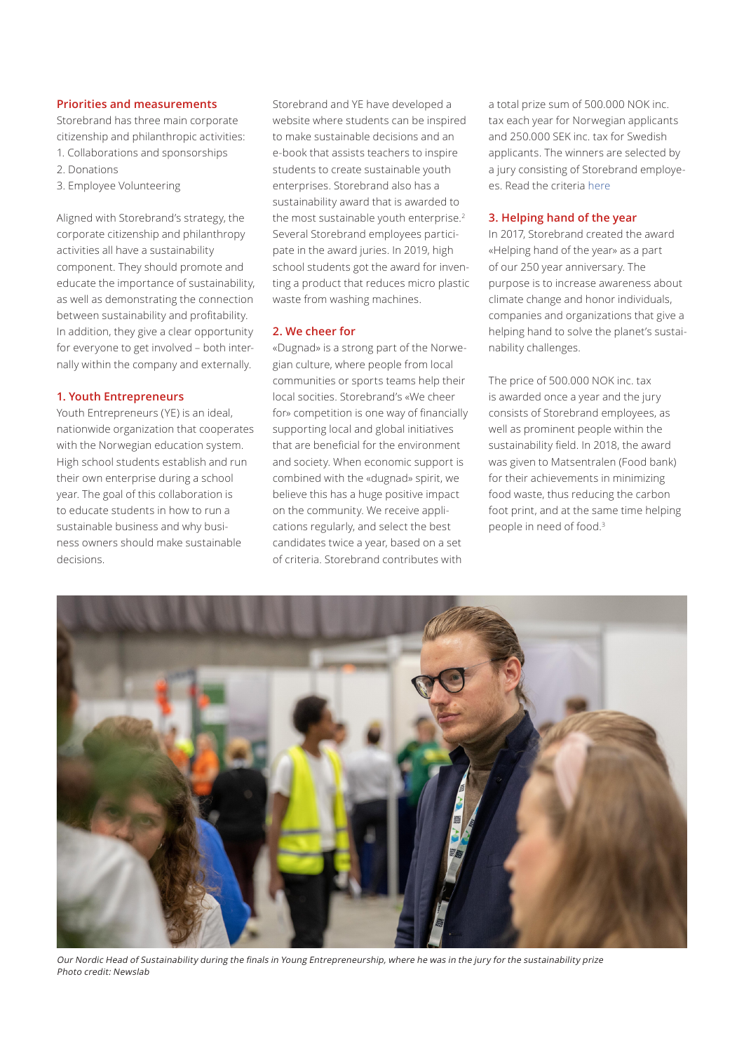## Priorities and measurements

Storebrand has three main corporate citizenship and philanthropic activities:

1. Collaborations and sponsorships
2. Donations
3. Employee Volunteering

Aligned with Storebrand's strategy, the corporate citizenship and philanthropy activities all have a sustainability component. They should promote and educate the importance of sustainability, as well as demonstrating the connection between sustainability and profitability. In addition, they give a clear opportunity for everyone to get involved – both internally within the company and externally.

## 1. Youth Entrepreneurs

Youth Entrepreneurs (YE) is an ideal, nationwide organization that cooperates with the Norwegian education system. High school students establish and run their own enterprise during a school year. The goal of this collaboration is to educate students in how to run a sustainable business and why business owners should make sustainable decisions.

Storebrand and YE have developed a website where students can be inspired to make sustainable decisions and an e-book that assists teachers to inspire students to create sustainable youth enterprises. Storebrand also has a sustainability award that is awarded to the most sustainable youth enterprise.[2] Several Storebrand employees participate in the award juries. In 2019, high school students got the award for inventing a product that reduces micro plastic waste from washing machines.

## 2. We cheer for

«Dugnad» is a strong part of the Norwegian culture, where people from local communities or sports teams help their local socities. Storebrand's «We cheer for» competition is one way of financially supporting local and global initiatives that are beneficial for the environment and society. When economic support is combined with the «dugnad» spirit, we believe this has a huge positive impact on the community. We receive applications regularly, and select the best candidates twice a year, based on a set of criteria. Storebrand contributes with a total prize sum of 500.000 NOK inc. tax each year for Norwegian applicants and 250.000 SEK inc. tax for Swedish applicants. The winners are selected by a jury consisting of Storebrand employees. Read the criteria here

## 3. Helping hand of the year

In 2017, Storebrand created the award «Helping hand of the year» as a part of our 250 year anniversary. The purpose is to increase awareness about climate change and honor individuals, companies and organizations that give a helping hand to solve the planet's sustainability challenges.

The price of 500.000 NOK inc. tax is awarded once a year and the jury consists of Storebrand employees, as well as prominent people within the sustainability field. In 2018, the award was given to Matsentralen (Food bank) for their achievements in minimizing food waste, thus reducing the carbon foot print, and at the same time helping people in need of food.[3]

*Our Nordic Head of Sustainability during the finals in Young Entrepreneurship, where he was in the jury for the sustainability prize*
*Photo credit: Newslab*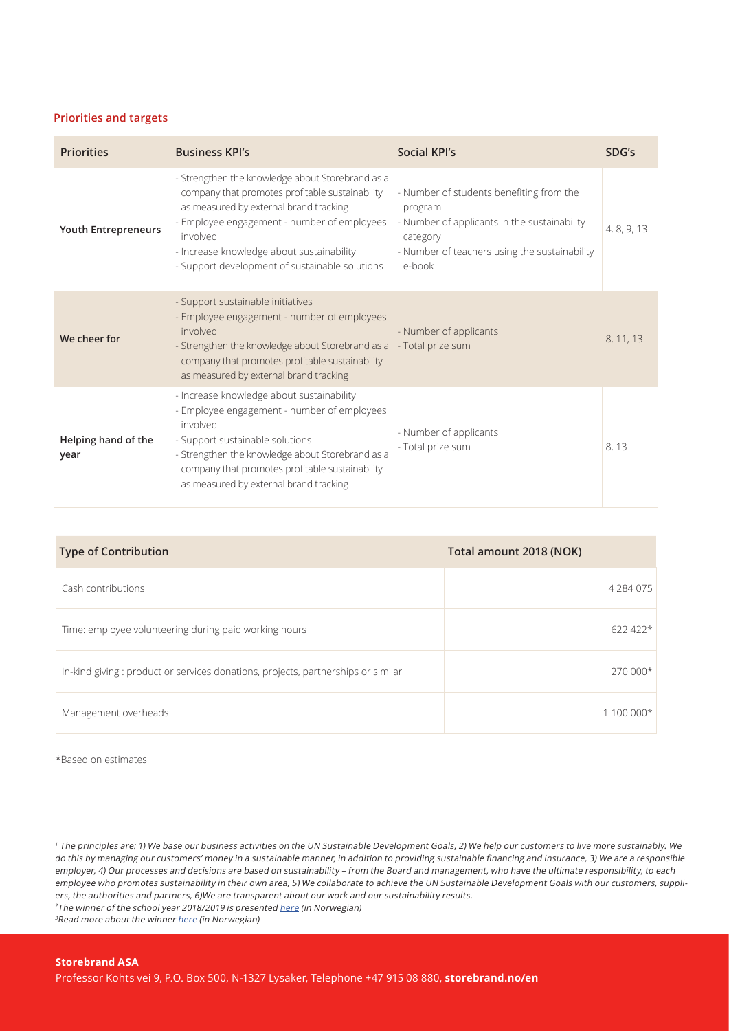### Priorities and targets

| Priorities | Business KPI's | Social KPI's | SDG's |
|---|---|---|---|
| Youth Entrepreneurs | - Strengthen the knowledge about Storebrand as a company that promotes profitable sustainability as measured by external brand tracking<br>- Employee engagement - number of employees involved<br>- Increase knowledge about sustainability<br>- Support development of sustainable solutions | - Number of students benefiting from the program<br>- Number of applicants in the sustainability category<br>- Number of teachers using the sustainability e-book | 4, 8, 9, 13 |
| We cheer for | - Support sustainable initiatives<br>- Employee engagement - number of employees involved<br>- Strengthen the knowledge about Storebrand as a company that promotes profitable sustainability as measured by external brand tracking | - Number of applicants<br>- Total prize sum | 8, 11, 13 |
| Helping hand of the year | - Increase knowledge about sustainability<br>- Employee engagement - number of employees involved<br>- Support sustainable solutions<br>- Strengthen the knowledge about Storebrand as a company that promotes profitable sustainability as measured by external brand tracking | - Number of applicants<br>- Total prize sum | 8, 13 |

| Type of Contribution | Total amount 2018 (NOK) |
|---|---|
| Cash contributions | 4 284 075 |
| Time: employee volunteering during paid working hours | 622 422* |
| In-kind giving : product or services donations, projects, partnerships or similar | 270 000* |
| Management overheads | 1 100 000* |

*Based on estimates

*[1] The principles are: 1) We base our business activities on the UN Sustainable Development Goals, 2) We help our customers to live more sustainably. We do this by managing our customers' money in a sustainable manner, in addition to providing sustainable financing and insurance, 3) We are a responsible employer, 4) Our processes and decisions are based on sustainability – from the Board and management, who have the ultimate responsibility, to each employee who promotes sustainability in their own area, 5) We collaborate to achieve the UN Sustainable Development Goals with our customers, suppliers, the authorities and partners, 6)We are transparent about our work and our sustainability results.*

*[2] The winner of the school year 2018/2019 is presented here (in Norwegian)*

*[3] Read more about the winner here (in Norwegian)*

**Storebrand ASA**
Professor Kohts vei 9, P.O. Box 500, N-1327 Lysaker, Telephone +47 915 08 880, **storebrand.no/en**